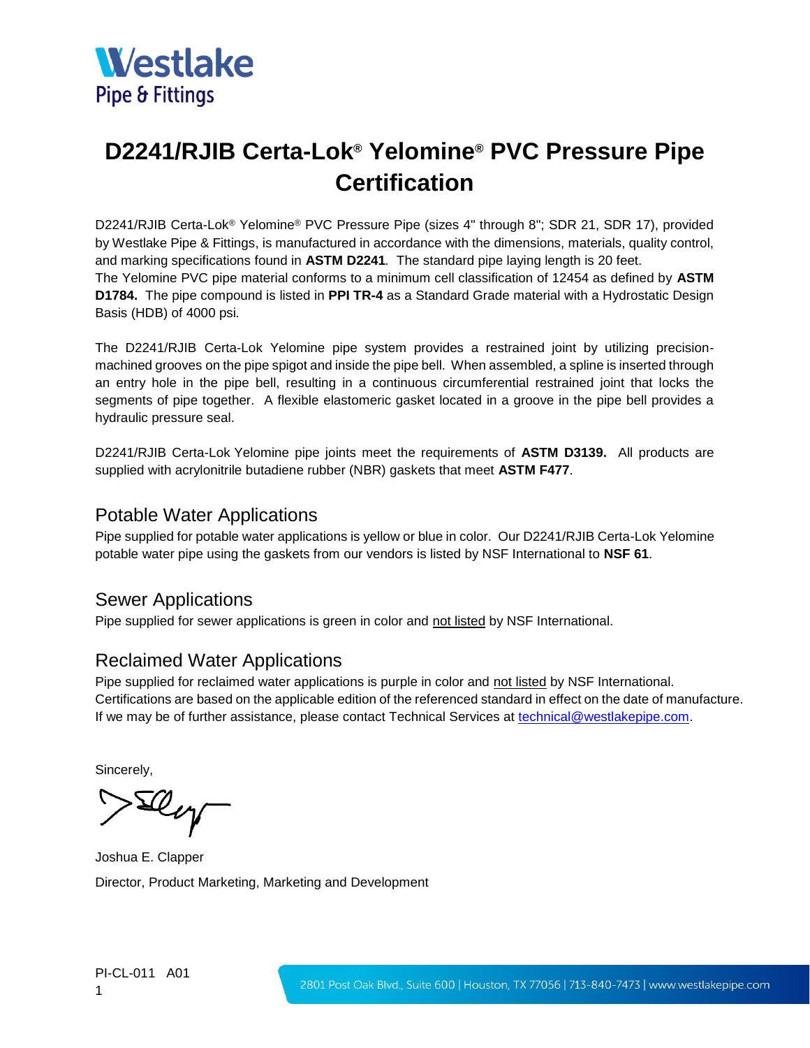# D2241/RJIB Certa-Lok® Yelomine® PVC Pressure Pipe Certification

D2241/RJIB Certa-Lok® Yelomine® PVC Pressure Pipe (sizes 4" through 8"; SDR 21, SDR 17), provided by Westlake Pipe & Fittings, is manufactured in accordance with the dimensions, materials, quality control, and marking specifications found in **ASTM D2241**. The standard pipe laying length is 20 feet. The Yelomine PVC pipe material conforms to a minimum cell classification of 12454 as defined by **ASTM D1784.** The pipe compound is listed in **PPI TR-4** as a Standard Grade material with a Hydrostatic Design Basis (HDB) of 4000 psi.

The D2241/RJIB Certa-Lok Yelomine pipe system provides a restrained joint by utilizing precision-machined grooves on the pipe spigot and inside the pipe bell. When assembled, a spline is inserted through an entry hole in the pipe bell, resulting in a continuous circumferential restrained joint that locks the segments of pipe together. A flexible elastomeric gasket located in a groove in the pipe bell provides a hydraulic pressure seal.

D2241/RJIB Certa-Lok Yelomine pipe joints meet the requirements of **ASTM D3139.** All products are supplied with acrylonitrile butadiene rubber (NBR) gaskets that meet **ASTM F477**.

## Potable Water Applications

Pipe supplied for potable water applications is yellow or blue in color. Our D2241/RJIB Certa-Lok Yelomine potable water pipe using the gaskets from our vendors is listed by NSF International to **NSF 61**.

## Sewer Applications

Pipe supplied for sewer applications is green in color and not listed by NSF International.

## Reclaimed Water Applications

Pipe supplied for reclaimed water applications is purple in color and not listed by NSF International.
Certifications are based on the applicable edition of the referenced standard in effect on the date of manufacture.
If we may be of further assistance, please contact Technical Services at technical@westlakepipe.com.

Sincerely,

Joshua E. Clapper
Director, Product Marketing, Marketing and Development

PI-CL-011 A01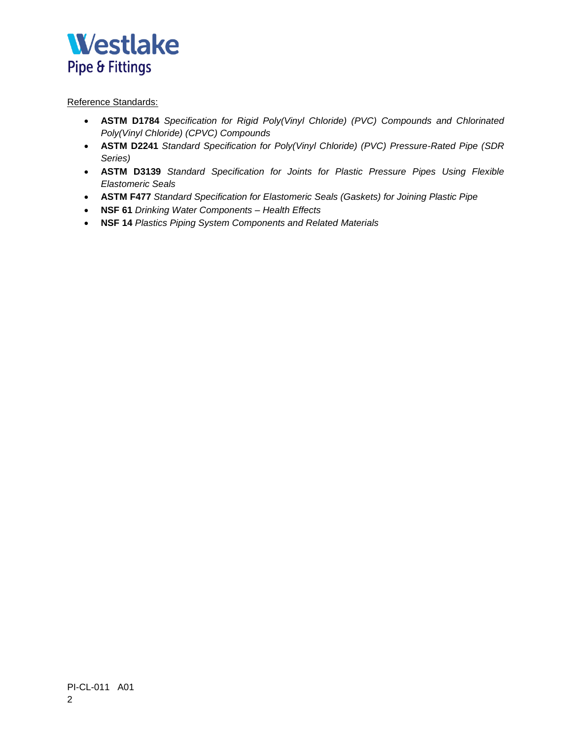Reference Standards:

- **ASTM D1784** *Specification for Rigid Poly(Vinyl Chloride) (PVC) Compounds and Chlorinated Poly(Vinyl Chloride) (CPVC) Compounds*
- **ASTM D2241** *Standard Specification for Poly(Vinyl Chloride) (PVC) Pressure-Rated Pipe (SDR Series)*
- **ASTM D3139** *Standard Specification for Joints for Plastic Pressure Pipes Using Flexible Elastomeric Seals*
- **ASTM F477** *Standard Specification for Elastomeric Seals (Gaskets) for Joining Plastic Pipe*
- **NSF 61** *Drinking Water Components – Health Effects*
- **NSF 14** *Plastics Piping System Components and Related Materials*